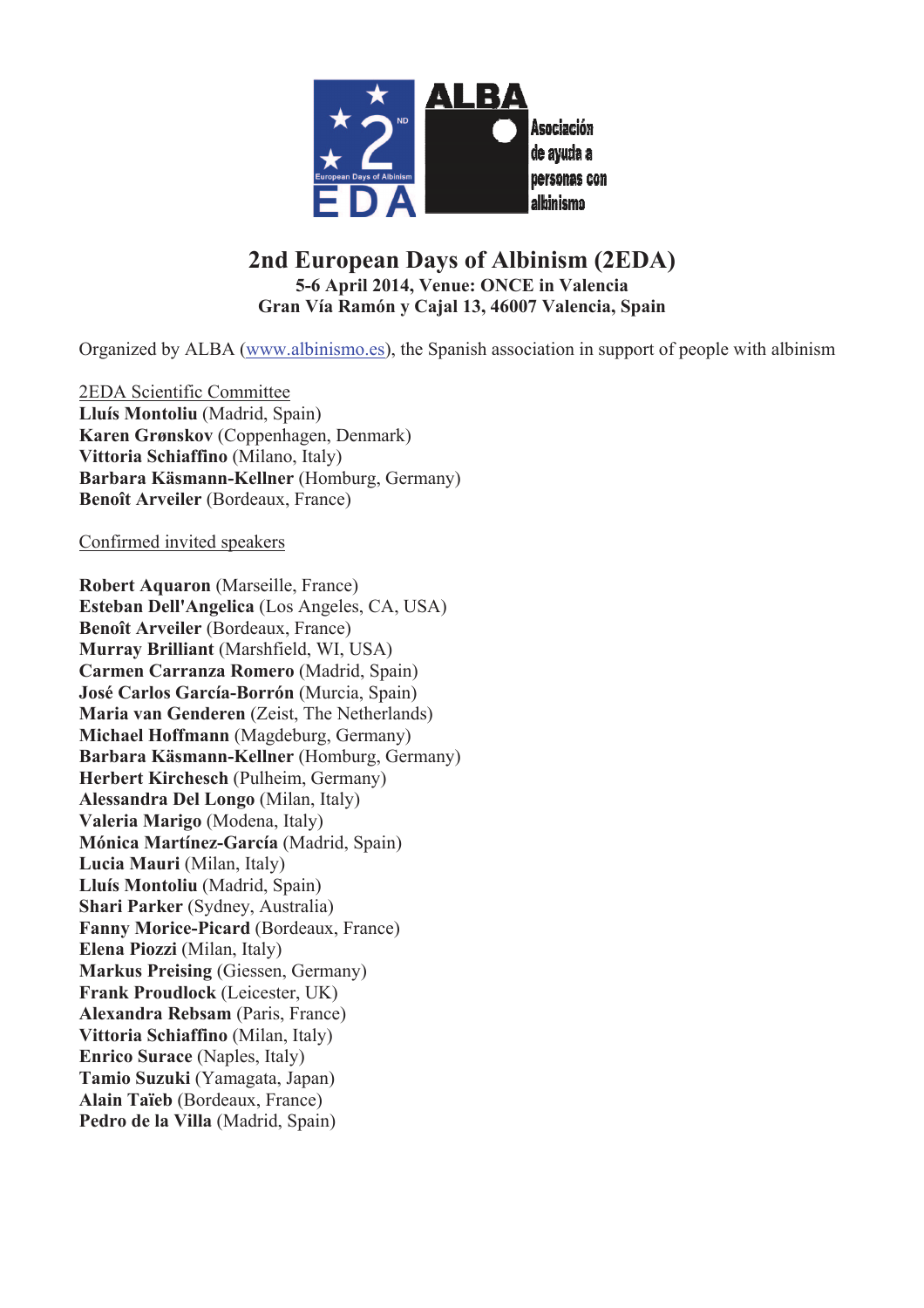# 2nd European Days of Albinism (2EDA)

**5-6 April 2014, Venue: ONCE in Valencia**
**Gran Vía Ramón y Cajal 13, 46007 Valencia, Spain**

Organized by ALBA (www.albinismo.es), the Spanish association in support of people with albinism

2EDA Scientific Committee

**Lluís Montoliu** (Madrid, Spain)
**Karen Grønskov** (Coppenhagen, Denmark)
**Vittoria Schiaffino** (Milano, Italy)
**Barbara Käsmann-Kellner** (Homburg, Germany)
**Benoît Arveiler** (Bordeaux, France)

Confirmed invited speakers

**Robert Aquaron** (Marseille, France)
**Esteban Dell'Angelica** (Los Angeles, CA, USA)
**Benoît Arveiler** (Bordeaux, France)
**Murray Brilliant** (Marshfield, WI, USA)
**Carmen Carranza Romero** (Madrid, Spain)
**José Carlos García-Borrón** (Murcia, Spain)
**Maria van Genderen** (Zeist, The Netherlands)
**Michael Hoffmann** (Magdeburg, Germany)
**Barbara Käsmann-Kellner** (Homburg, Germany)
**Herbert Kirchesch** (Pulheim, Germany)
**Alessandra Del Longo** (Milan, Italy)
**Valeria Marigo** (Modena, Italy)
**Mónica Martínez-García** (Madrid, Spain)
**Lucia Mauri** (Milan, Italy)
**Lluís Montoliu** (Madrid, Spain)
**Shari Parker** (Sydney, Australia)
**Fanny Morice-Picard** (Bordeaux, France)
**Elena Piozzi** (Milan, Italy)
**Markus Preising** (Giessen, Germany)
**Frank Proudlock** (Leicester, UK)
**Alexandra Rebsam** (Paris, France)
**Vittoria Schiaffino** (Milan, Italy)
**Enrico Surace** (Naples, Italy)
**Tamio Suzuki** (Yamagata, Japan)
**Alain Taïeb** (Bordeaux, France)
**Pedro de la Villa** (Madrid, Spain)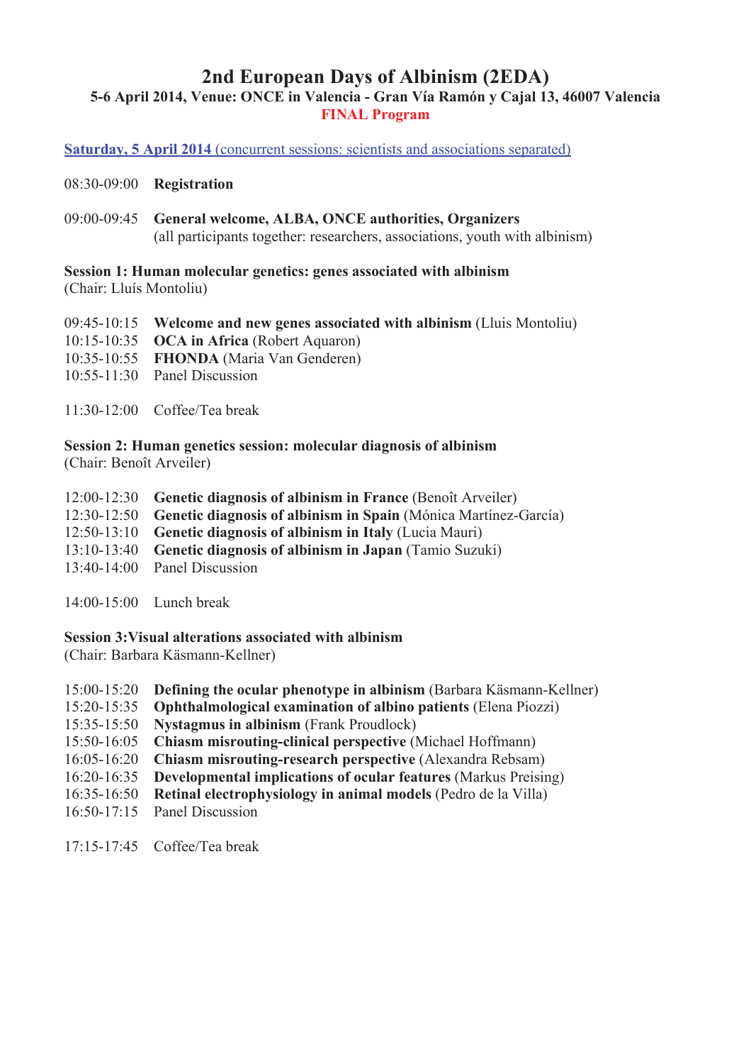# 2nd European Days of Albinism (2EDA)

**5-6 April 2014, Venue: ONCE in Valencia - Gran Vía Ramón y Cajal 13, 46007 Valencia**

**FINAL Program**

**Saturday, 5 April 2014** (concurrent sessions: scientists and associations separated)

08:30-09:00 **Registration**

09:00-09:45 **General welcome, ALBA, ONCE authorities, Organizers**
(all participants together: researchers, associations, youth with albinism)

**Session 1: Human molecular genetics: genes associated with albinism**
(Chair: Lluís Montoliu)

09:45-10:15 **Welcome and new genes associated with albinism** (Lluis Montoliu)
10:15-10:35 **OCA in Africa** (Robert Aquaron)
10:35-10:55 **FHONDA** (Maria Van Genderen)
10:55-11:30 Panel Discussion

11:30-12:00 Coffee/Tea break

**Session 2: Human genetics session: molecular diagnosis of albinism**
(Chair: Benoît Arveiler)

12:00-12:30 **Genetic diagnosis of albinism in France** (Benoît Arveiler)
12:30-12:50 **Genetic diagnosis of albinism in Spain** (Mónica Martínez-García)
12:50-13:10 **Genetic diagnosis of albinism in Italy** (Lucia Mauri)
13:10-13:40 **Genetic diagnosis of albinism in Japan** (Tamio Suzuki)
13:40-14:00 Panel Discussion

14:00-15:00 Lunch break

**Session 3:Visual alterations associated with albinism**
(Chair: Barbara Käsmann-Kellner)

15:00-15:20 **Defining the ocular phenotype in albinism** (Barbara Käsmann-Kellner)
15:20-15:35 **Ophthalmological examination of albino patients** (Elena Piozzi)
15:35-15:50 **Nystagmus in albinism** (Frank Proudlock)
15:50-16:05 **Chiasm misrouting-clinical perspective** (Michael Hoffmann)
16:05-16:20 **Chiasm misrouting-research perspective** (Alexandra Rebsam)
16:20-16:35 **Developmental implications of ocular features** (Markus Preising)
16:35-16:50 **Retinal electrophysiology in animal models** (Pedro de la Villa)
16:50-17:15 Panel Discussion

17:15-17:45 Coffee/Tea break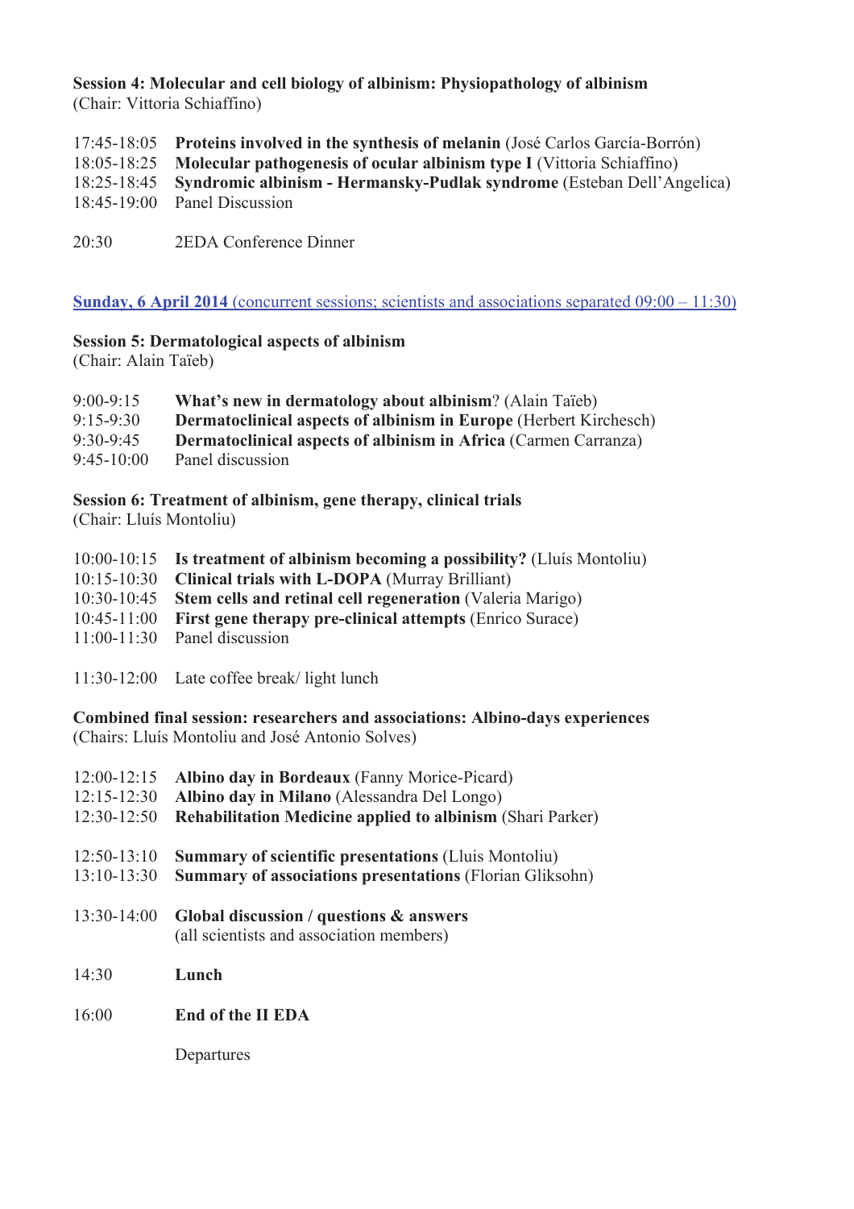**Session 4: Molecular and cell biology of albinism: Physiopathology of albinism**
(Chair: Vittoria Schiaffino)

17:45-18:05 **Proteins involved in the synthesis of melanin** (José Carlos García-Borrón)
18:05-18:25 **Molecular pathogenesis of ocular albinism type I** (Vittoria Schiaffino)
18:25-18:45 **Syndromic albinism - Hermansky-Pudlak syndrome** (Esteban Dell'Angelica)
18:45-19:00 Panel Discussion

20:30 2EDA Conference Dinner

**Sunday, 6 April 2014** (concurrent sessions; scientists and associations separated 09:00 – 11:30)

**Session 5: Dermatological aspects of albinism**
(Chair: Alain Taïeb)

9:00-9:15 **What's new in dermatology about albinism**? (Alain Taïeb)
9:15-9:30 **Dermatoclinical aspects of albinism in Europe** (Herbert Kirchesch)
9:30-9:45 **Dermatoclinical aspects of albinism in Africa** (Carmen Carranza)
9:45-10:00 Panel discussion

**Session 6: Treatment of albinism, gene therapy, clinical trials**
(Chair: Lluís Montoliu)

10:00-10:15 **Is treatment of albinism becoming a possibility?** (Lluís Montoliu)
10:15-10:30 **Clinical trials with L-DOPA** (Murray Brilliant)
10:30-10:45 **Stem cells and retinal cell regeneration** (Valeria Marigo)
10:45-11:00 **First gene therapy pre-clinical attempts** (Enrico Surace)
11:00-11:30 Panel discussion

11:30-12:00 Late coffee break/ light lunch

**Combined final session: researchers and associations: Albino-days experiences**
(Chairs: Lluís Montoliu and José Antonio Solves)

12:00-12:15 **Albino day in Bordeaux** (Fanny Morice-Picard)
12:15-12:30 **Albino day in Milano** (Alessandra Del Longo)
12:30-12:50 **Rehabilitation Medicine applied to albinism** (Shari Parker)

12:50-13:10 **Summary of scientific presentations** (Lluis Montoliu)
13:10-13:30 **Summary of associations presentations** (Florian Gliksohn)

13:30-14:00 **Global discussion / questions & answers**
(all scientists and association members)

14:30 **Lunch**

16:00 **End of the II EDA**

Departures